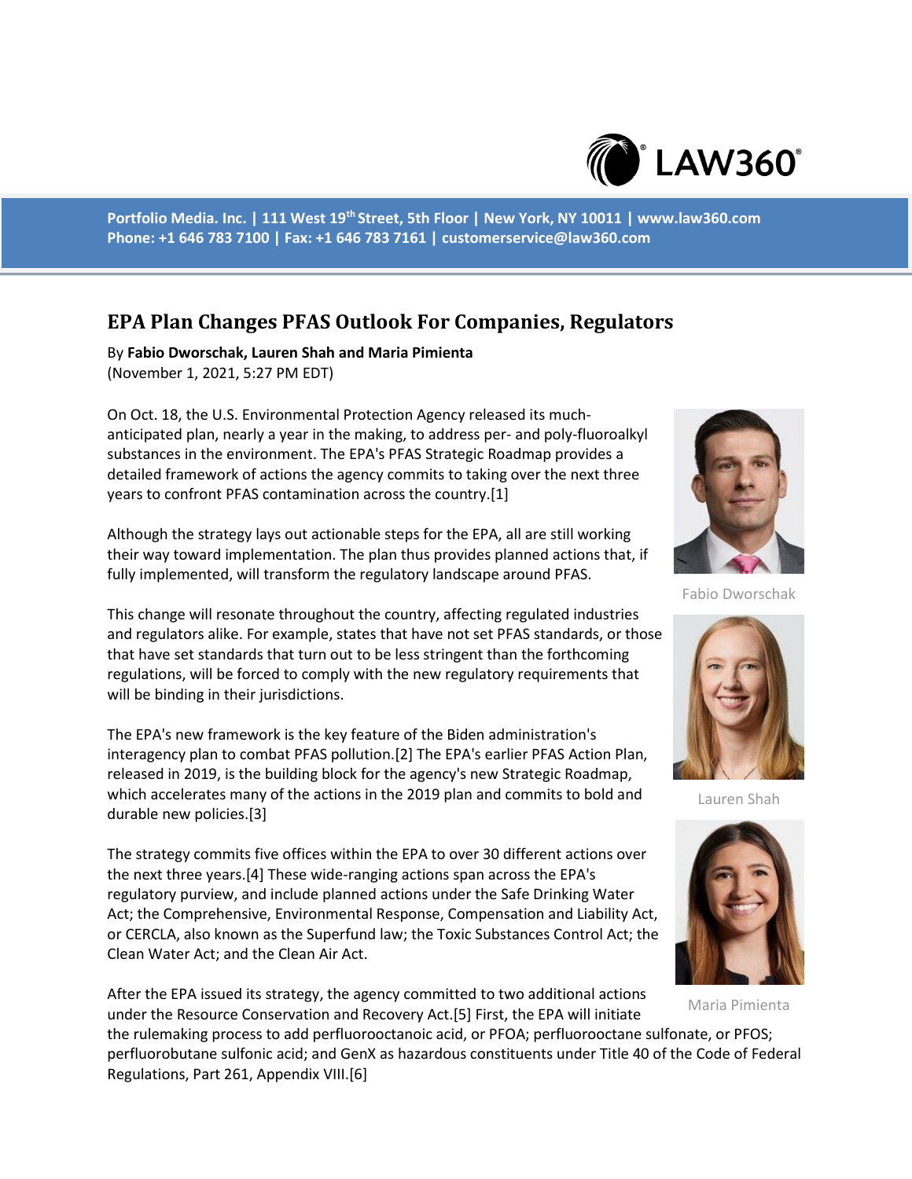Portfolio Media. Inc. | 111 West 19th Street, 5th Floor | New York, NY 10011 | www.law360.com
Phone: +1 646 783 7100 | Fax: +1 646 783 7161 | customerservice@law360.com

# EPA Plan Changes PFAS Outlook For Companies, Regulators

By **Fabio Dworschak, Lauren Shah and Maria Pimienta**
(November 1, 2021, 5:27 PM EDT)

On Oct. 18, the U.S. Environmental Protection Agency released its much-anticipated plan, nearly a year in the making, to address per- and poly-fluoroalkyl substances in the environment. The EPA's PFAS Strategic Roadmap provides a detailed framework of actions the agency commits to taking over the next three years to confront PFAS contamination across the country.[1]

Although the strategy lays out actionable steps for the EPA, all are still working their way toward implementation. The plan thus provides planned actions that, if fully implemented, will transform the regulatory landscape around PFAS.

This change will resonate throughout the country, affecting regulated industries and regulators alike. For example, states that have not set PFAS standards, or those that have set standards that turn out to be less stringent than the forthcoming regulations, will be forced to comply with the new regulatory requirements that will be binding in their jurisdictions.

The EPA's new framework is the key feature of the Biden administration's interagency plan to combat PFAS pollution.[2] The EPA's earlier PFAS Action Plan, released in 2019, is the building block for the agency's new Strategic Roadmap, which accelerates many of the actions in the 2019 plan and commits to bold and durable new policies.[3]

The strategy commits five offices within the EPA to over 30 different actions over the next three years.[4] These wide-ranging actions span across the EPA's regulatory purview, and include planned actions under the Safe Drinking Water Act; the Comprehensive, Environmental Response, Compensation and Liability Act, or CERCLA, also known as the Superfund law; the Toxic Substances Control Act; the Clean Water Act; and the Clean Air Act.

After the EPA issued its strategy, the agency committed to two additional actions under the Resource Conservation and Recovery Act.[5] First, the EPA will initiate the rulemaking process to add perfluorooctanoic acid, or PFOA; perfluorooctane sulfonate, or PFOS; perfluorobutane sulfonic acid; and GenX as hazardous constituents under Title 40 of the Code of Federal Regulations, Part 261, Appendix VIII.[6]

Fabio Dworschak

Lauren Shah

Maria Pimienta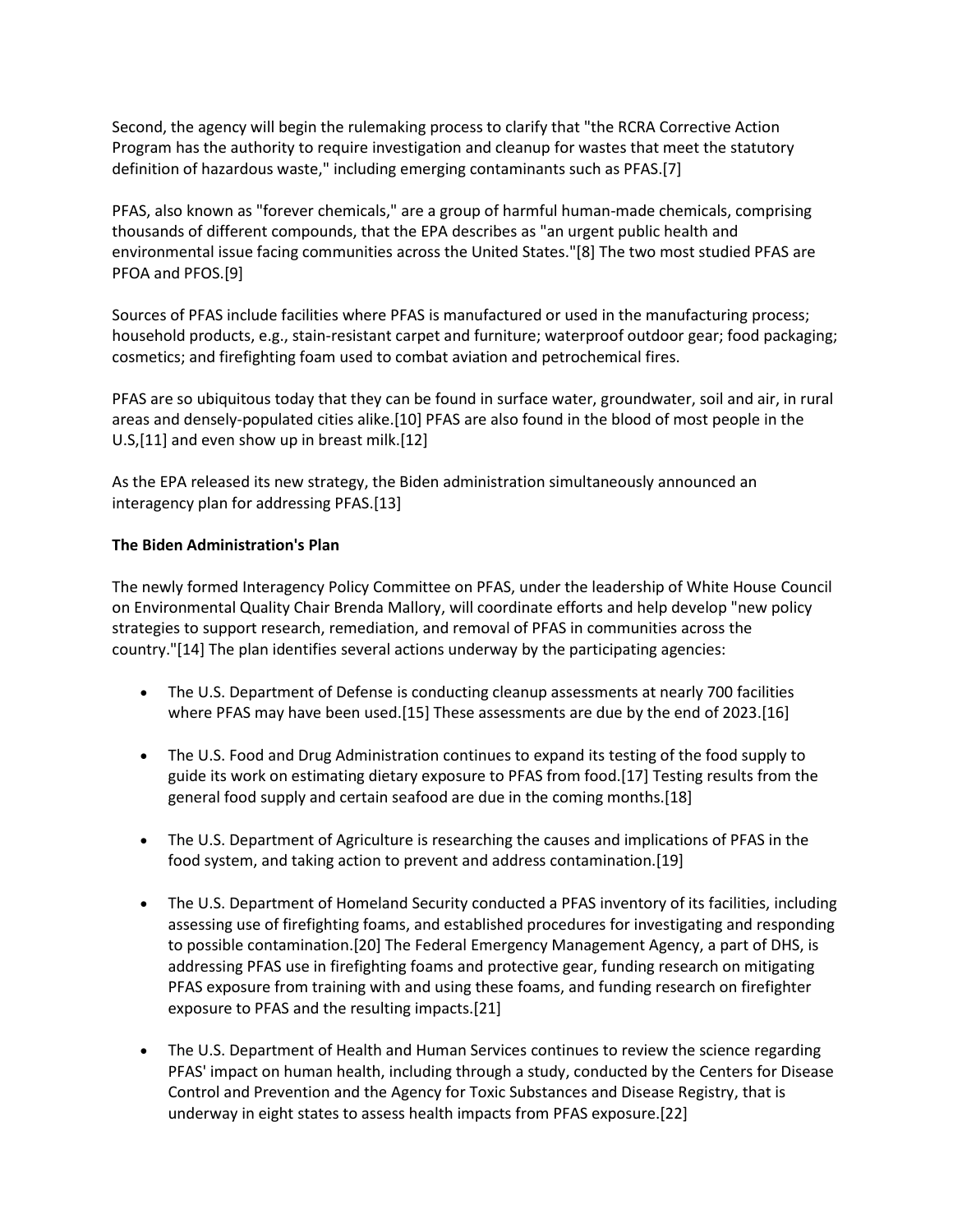Second, the agency will begin the rulemaking process to clarify that "the RCRA Corrective Action Program has the authority to require investigation and cleanup for wastes that meet the statutory definition of hazardous waste," including emerging contaminants such as PFAS.[7]

PFAS, also known as "forever chemicals," are a group of harmful human-made chemicals, comprising thousands of different compounds, that the EPA describes as "an urgent public health and environmental issue facing communities across the United States."[8] The two most studied PFAS are PFOA and PFOS.[9]

Sources of PFAS include facilities where PFAS is manufactured or used in the manufacturing process; household products, e.g., stain-resistant carpet and furniture; waterproof outdoor gear; food packaging; cosmetics; and firefighting foam used to combat aviation and petrochemical fires.

PFAS are so ubiquitous today that they can be found in surface water, groundwater, soil and air, in rural areas and densely-populated cities alike.[10] PFAS are also found in the blood of most people in the U.S,[11] and even show up in breast milk.[12]

As the EPA released its new strategy, the Biden administration simultaneously announced an interagency plan for addressing PFAS.[13]

**The Biden Administration's Plan**

The newly formed Interagency Policy Committee on PFAS, under the leadership of White House Council on Environmental Quality Chair Brenda Mallory, will coordinate efforts and help develop "new policy strategies to support research, remediation, and removal of PFAS in communities across the country."[14] The plan identifies several actions underway by the participating agencies:

- The U.S. Department of Defense is conducting cleanup assessments at nearly 700 facilities where PFAS may have been used.[15] These assessments are due by the end of 2023.[16]
- The U.S. Food and Drug Administration continues to expand its testing of the food supply to guide its work on estimating dietary exposure to PFAS from food.[17] Testing results from the general food supply and certain seafood are due in the coming months.[18]
- The U.S. Department of Agriculture is researching the causes and implications of PFAS in the food system, and taking action to prevent and address contamination.[19]
- The U.S. Department of Homeland Security conducted a PFAS inventory of its facilities, including assessing use of firefighting foams, and established procedures for investigating and responding to possible contamination.[20] The Federal Emergency Management Agency, a part of DHS, is addressing PFAS use in firefighting foams and protective gear, funding research on mitigating PFAS exposure from training with and using these foams, and funding research on firefighter exposure to PFAS and the resulting impacts.[21]
- The U.S. Department of Health and Human Services continues to review the science regarding PFAS' impact on human health, including through a study, conducted by the Centers for Disease Control and Prevention and the Agency for Toxic Substances and Disease Registry, that is underway in eight states to assess health impacts from PFAS exposure.[22]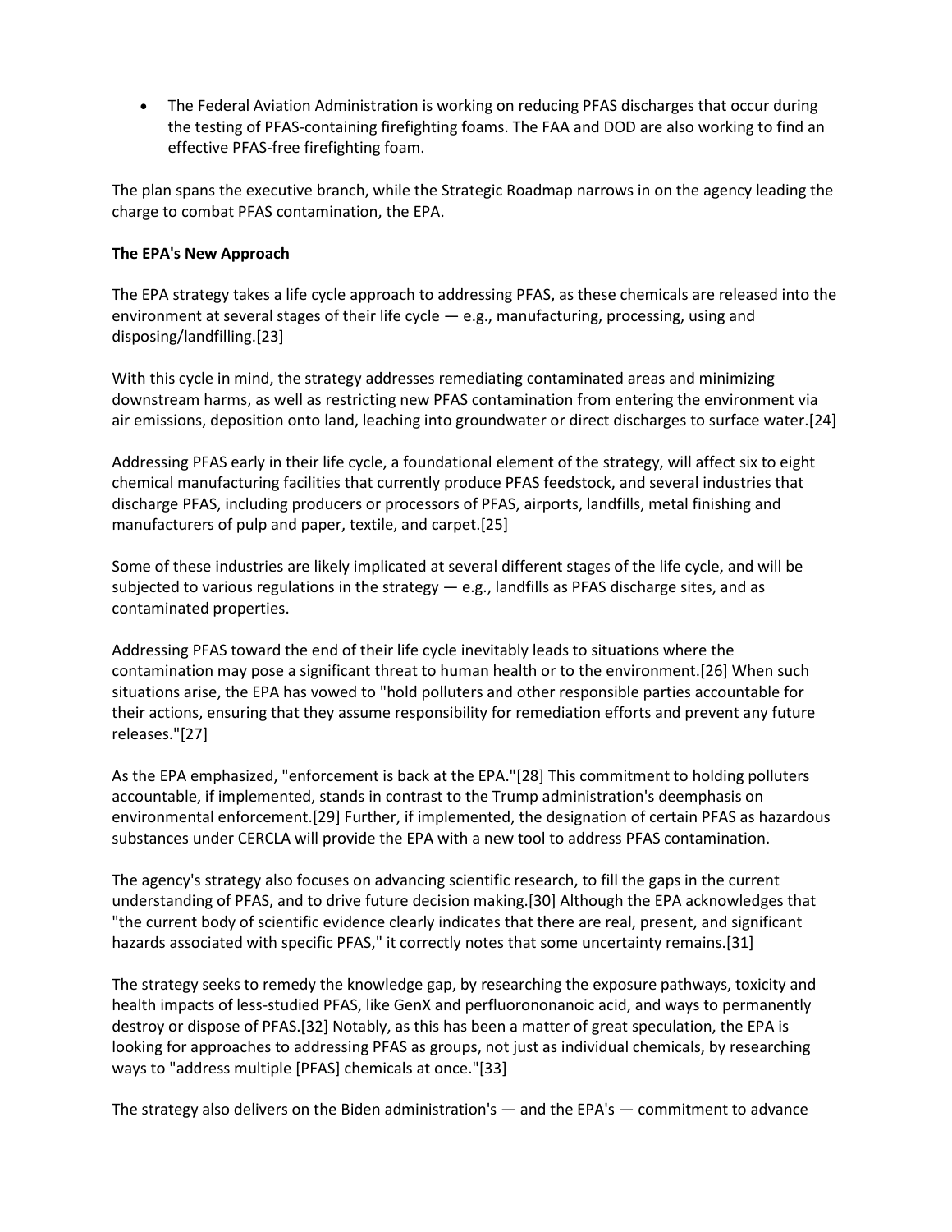- The Federal Aviation Administration is working on reducing PFAS discharges that occur during the testing of PFAS-containing firefighting foams. The FAA and DOD are also working to find an effective PFAS-free firefighting foam.

The plan spans the executive branch, while the Strategic Roadmap narrows in on the agency leading the charge to combat PFAS contamination, the EPA.

**The EPA's New Approach**

The EPA strategy takes a life cycle approach to addressing PFAS, as these chemicals are released into the environment at several stages of their life cycle — e.g., manufacturing, processing, using and disposing/landfilling.[23]

With this cycle in mind, the strategy addresses remediating contaminated areas and minimizing downstream harms, as well as restricting new PFAS contamination from entering the environment via air emissions, deposition onto land, leaching into groundwater or direct discharges to surface water.[24]

Addressing PFAS early in their life cycle, a foundational element of the strategy, will affect six to eight chemical manufacturing facilities that currently produce PFAS feedstock, and several industries that discharge PFAS, including producers or processors of PFAS, airports, landfills, metal finishing and manufacturers of pulp and paper, textile, and carpet.[25]

Some of these industries are likely implicated at several different stages of the life cycle, and will be subjected to various regulations in the strategy — e.g., landfills as PFAS discharge sites, and as contaminated properties.

Addressing PFAS toward the end of their life cycle inevitably leads to situations where the contamination may pose a significant threat to human health or to the environment.[26] When such situations arise, the EPA has vowed to "hold polluters and other responsible parties accountable for their actions, ensuring that they assume responsibility for remediation efforts and prevent any future releases."[27]

As the EPA emphasized, "enforcement is back at the EPA."[28] This commitment to holding polluters accountable, if implemented, stands in contrast to the Trump administration's deemphasis on environmental enforcement.[29] Further, if implemented, the designation of certain PFAS as hazardous substances under CERCLA will provide the EPA with a new tool to address PFAS contamination.

The agency's strategy also focuses on advancing scientific research, to fill the gaps in the current understanding of PFAS, and to drive future decision making.[30] Although the EPA acknowledges that "the current body of scientific evidence clearly indicates that there are real, present, and significant hazards associated with specific PFAS," it correctly notes that some uncertainty remains.[31]

The strategy seeks to remedy the knowledge gap, by researching the exposure pathways, toxicity and health impacts of less-studied PFAS, like GenX and perfluorononanoic acid, and ways to permanently destroy or dispose of PFAS.[32] Notably, as this has been a matter of great speculation, the EPA is looking for approaches to addressing PFAS as groups, not just as individual chemicals, by researching ways to "address multiple [PFAS] chemicals at once."[33]

The strategy also delivers on the Biden administration's — and the EPA's — commitment to advance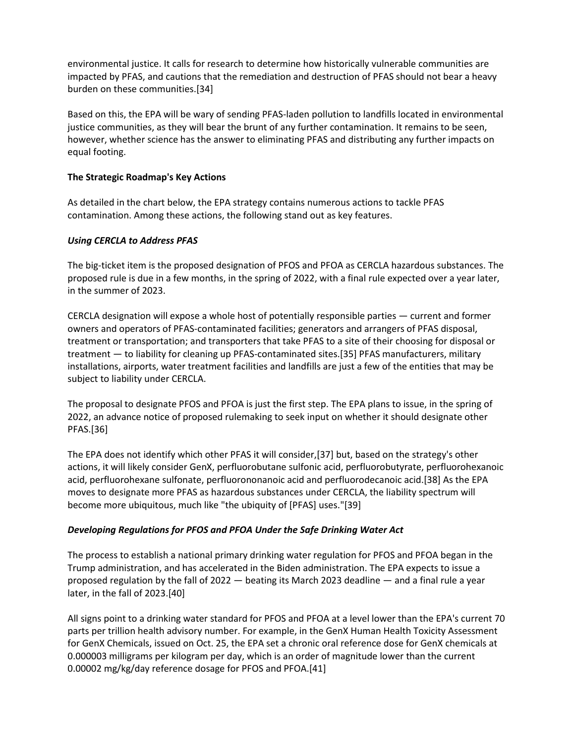environmental justice. It calls for research to determine how historically vulnerable communities are impacted by PFAS, and cautions that the remediation and destruction of PFAS should not bear a heavy burden on these communities.[34]

Based on this, the EPA will be wary of sending PFAS-laden pollution to landfills located in environmental justice communities, as they will bear the brunt of any further contamination. It remains to be seen, however, whether science has the answer to eliminating PFAS and distributing any further impacts on equal footing.

**The Strategic Roadmap's Key Actions**

As detailed in the chart below, the EPA strategy contains numerous actions to tackle PFAS contamination. Among these actions, the following stand out as key features.

***Using CERCLA to Address PFAS***

The big-ticket item is the proposed designation of PFOS and PFOA as CERCLA hazardous substances. The proposed rule is due in a few months, in the spring of 2022, with a final rule expected over a year later, in the summer of 2023.

CERCLA designation will expose a whole host of potentially responsible parties — current and former owners and operators of PFAS-contaminated facilities; generators and arrangers of PFAS disposal, treatment or transportation; and transporters that take PFAS to a site of their choosing for disposal or treatment — to liability for cleaning up PFAS-contaminated sites.[35] PFAS manufacturers, military installations, airports, water treatment facilities and landfills are just a few of the entities that may be subject to liability under CERCLA.

The proposal to designate PFOS and PFOA is just the first step. The EPA plans to issue, in the spring of 2022, an advance notice of proposed rulemaking to seek input on whether it should designate other PFAS.[36]

The EPA does not identify which other PFAS it will consider,[37] but, based on the strategy's other actions, it will likely consider GenX, perfluorobutane sulfonic acid, perfluorobutyrate, perfluorohexanoic acid, perfluorohexane sulfonate, perfluorononanoic acid and perfluorodecanoic acid.[38] As the EPA moves to designate more PFAS as hazardous substances under CERCLA, the liability spectrum will become more ubiquitous, much like "the ubiquity of [PFAS] uses."[39]

***Developing Regulations for PFOS and PFOA Under the Safe Drinking Water Act***

The process to establish a national primary drinking water regulation for PFOS and PFOA began in the Trump administration, and has accelerated in the Biden administration. The EPA expects to issue a proposed regulation by the fall of 2022 — beating its March 2023 deadline — and a final rule a year later, in the fall of 2023.[40]

All signs point to a drinking water standard for PFOS and PFOA at a level lower than the EPA's current 70 parts per trillion health advisory number. For example, in the GenX Human Health Toxicity Assessment for GenX Chemicals, issued on Oct. 25, the EPA set a chronic oral reference dose for GenX chemicals at 0.000003 milligrams per kilogram per day, which is an order of magnitude lower than the current 0.00002 mg/kg/day reference dosage for PFOS and PFOA.[41]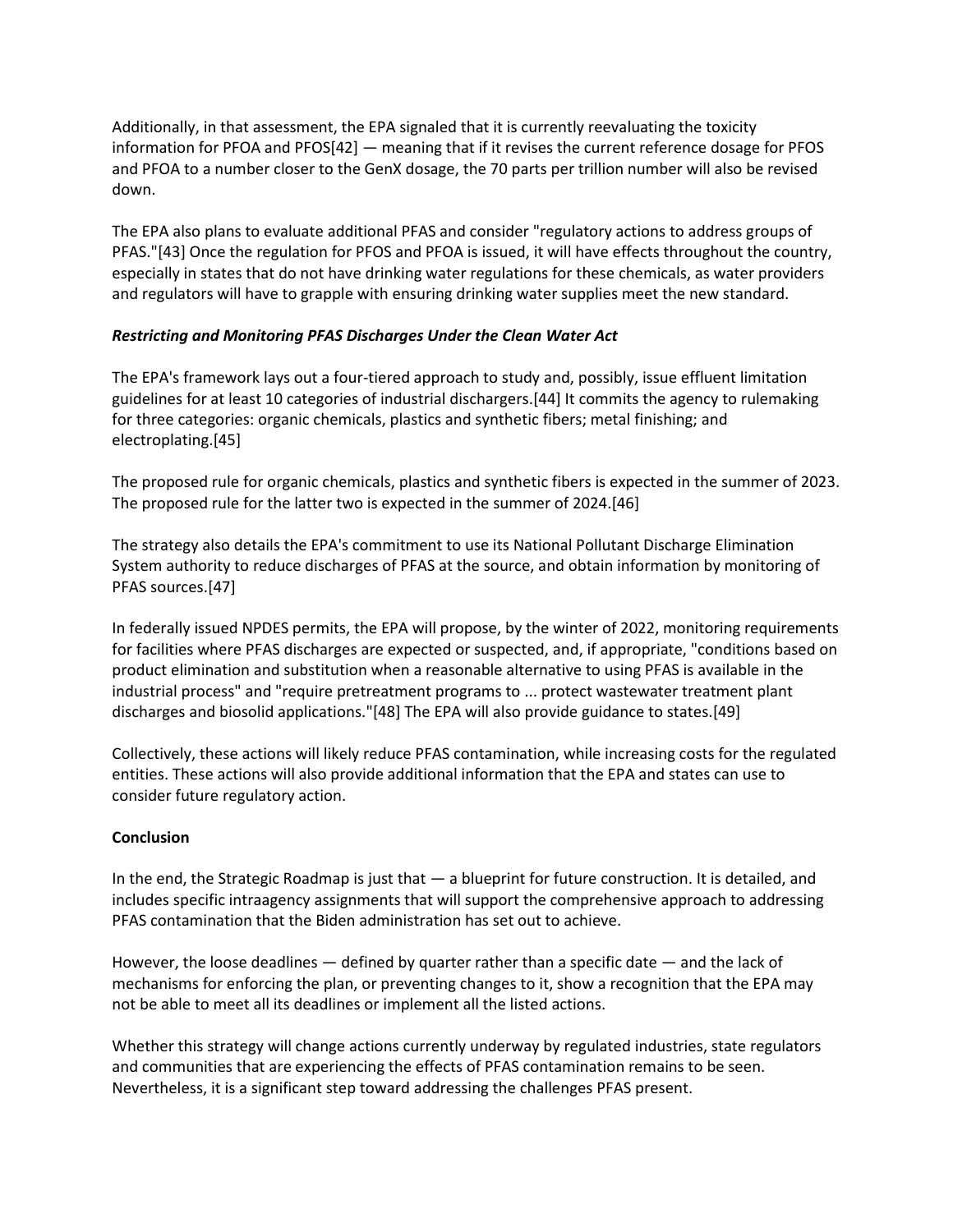Additionally, in that assessment, the EPA signaled that it is currently reevaluating the toxicity information for PFOA and PFOS[42] — meaning that if it revises the current reference dosage for PFOS and PFOA to a number closer to the GenX dosage, the 70 parts per trillion number will also be revised down.

The EPA also plans to evaluate additional PFAS and consider "regulatory actions to address groups of PFAS."[43] Once the regulation for PFOS and PFOA is issued, it will have effects throughout the country, especially in states that do not have drinking water regulations for these chemicals, as water providers and regulators will have to grapple with ensuring drinking water supplies meet the new standard.

***Restricting and Monitoring PFAS Discharges Under the Clean Water Act***

The EPA's framework lays out a four-tiered approach to study and, possibly, issue effluent limitation guidelines for at least 10 categories of industrial dischargers.[44] It commits the agency to rulemaking for three categories: organic chemicals, plastics and synthetic fibers; metal finishing; and electroplating.[45]

The proposed rule for organic chemicals, plastics and synthetic fibers is expected in the summer of 2023. The proposed rule for the latter two is expected in the summer of 2024.[46]

The strategy also details the EPA's commitment to use its National Pollutant Discharge Elimination System authority to reduce discharges of PFAS at the source, and obtain information by monitoring of PFAS sources.[47]

In federally issued NPDES permits, the EPA will propose, by the winter of 2022, monitoring requirements for facilities where PFAS discharges are expected or suspected, and, if appropriate, "conditions based on product elimination and substitution when a reasonable alternative to using PFAS is available in the industrial process" and "require pretreatment programs to ... protect wastewater treatment plant discharges and biosolid applications."[48] The EPA will also provide guidance to states.[49]

Collectively, these actions will likely reduce PFAS contamination, while increasing costs for the regulated entities. These actions will also provide additional information that the EPA and states can use to consider future regulatory action.

**Conclusion**

In the end, the Strategic Roadmap is just that — a blueprint for future construction. It is detailed, and includes specific intraagency assignments that will support the comprehensive approach to addressing PFAS contamination that the Biden administration has set out to achieve.

However, the loose deadlines — defined by quarter rather than a specific date — and the lack of mechanisms for enforcing the plan, or preventing changes to it, show a recognition that the EPA may not be able to meet all its deadlines or implement all the listed actions.

Whether this strategy will change actions currently underway by regulated industries, state regulators and communities that are experiencing the effects of PFAS contamination remains to be seen. Nevertheless, it is a significant step toward addressing the challenges PFAS present.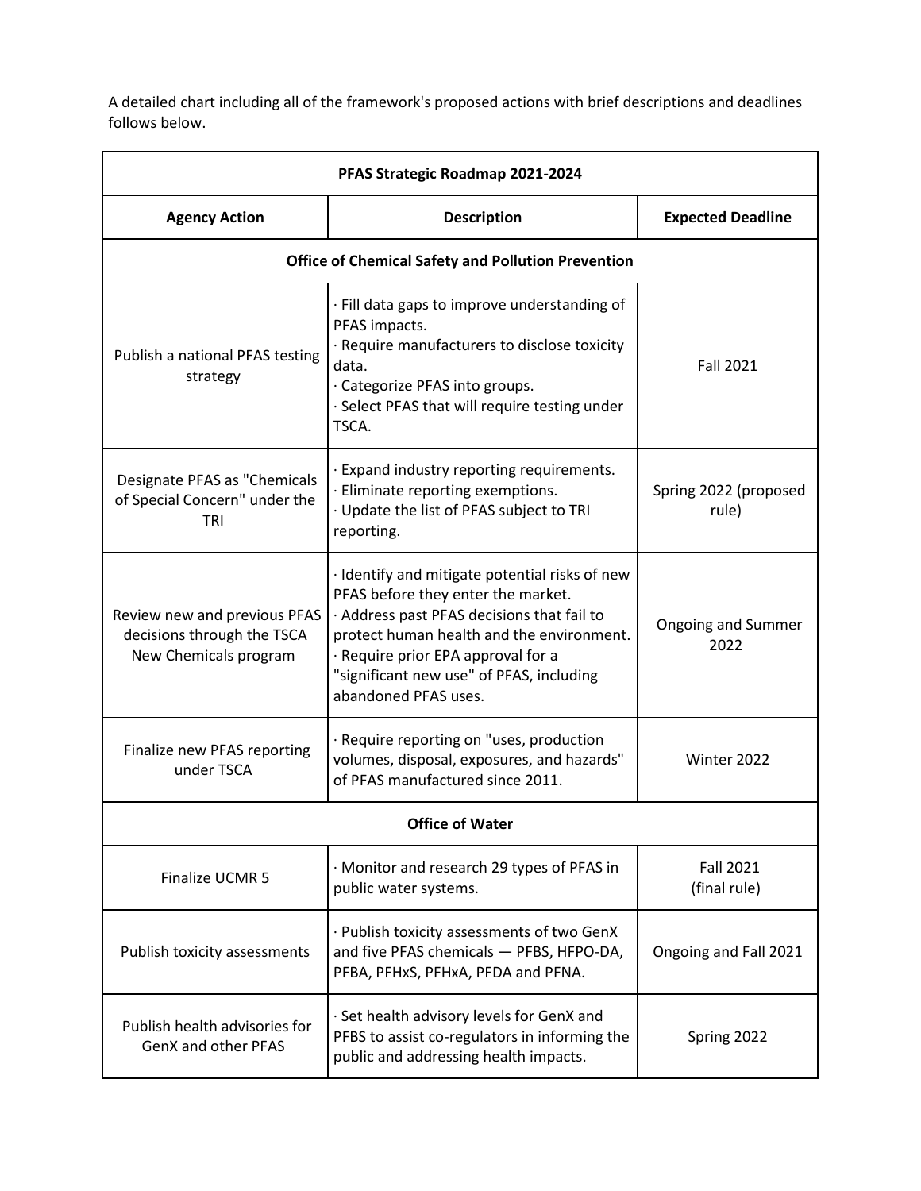A detailed chart including all of the framework's proposed actions with brief descriptions and deadlines follows below.

| PFAS Strategic Roadmap 2021-2024 | | |
|---|---|---|
| **Agency Action** | **Description** | **Expected Deadline** |
| **Office of Chemical Safety and Pollution Prevention** | | |
| Publish a national PFAS testing strategy | · Fill data gaps to improve understanding of PFAS impacts.<br>· Require manufacturers to disclose toxicity data.<br>· Categorize PFAS into groups.<br>· Select PFAS that will require testing under TSCA. | Fall 2021 |
| Designate PFAS as "Chemicals of Special Concern" under the TRI | · Expand industry reporting requirements.<br>· Eliminate reporting exemptions.<br>· Update the list of PFAS subject to TRI reporting. | Spring 2022 (proposed rule) |
| Review new and previous PFAS decisions through the TSCA New Chemicals program | · Identify and mitigate potential risks of new PFAS before they enter the market.<br>· Address past PFAS decisions that fail to protect human health and the environment.<br>· Require prior EPA approval for a "significant new use" of PFAS, including abandoned PFAS uses. | Ongoing and Summer 2022 |
| Finalize new PFAS reporting under TSCA | · Require reporting on "uses, production volumes, disposal, exposures, and hazards" of PFAS manufactured since 2011. | Winter 2022 |
| **Office of Water** | | |
| Finalize UCMR 5 | · Monitor and research 29 types of PFAS in public water systems. | Fall 2021<br>(final rule) |
| Publish toxicity assessments | · Publish toxicity assessments of two GenX and five PFAS chemicals — PFBS, HFPO-DA, PFBA, PFHxS, PFHxA, PFDA and PFNA. | Ongoing and Fall 2021 |
| Publish health advisories for GenX and other PFAS | · Set health advisory levels for GenX and PFBS to assist co-regulators in informing the public and addressing health impacts. | Spring 2022 |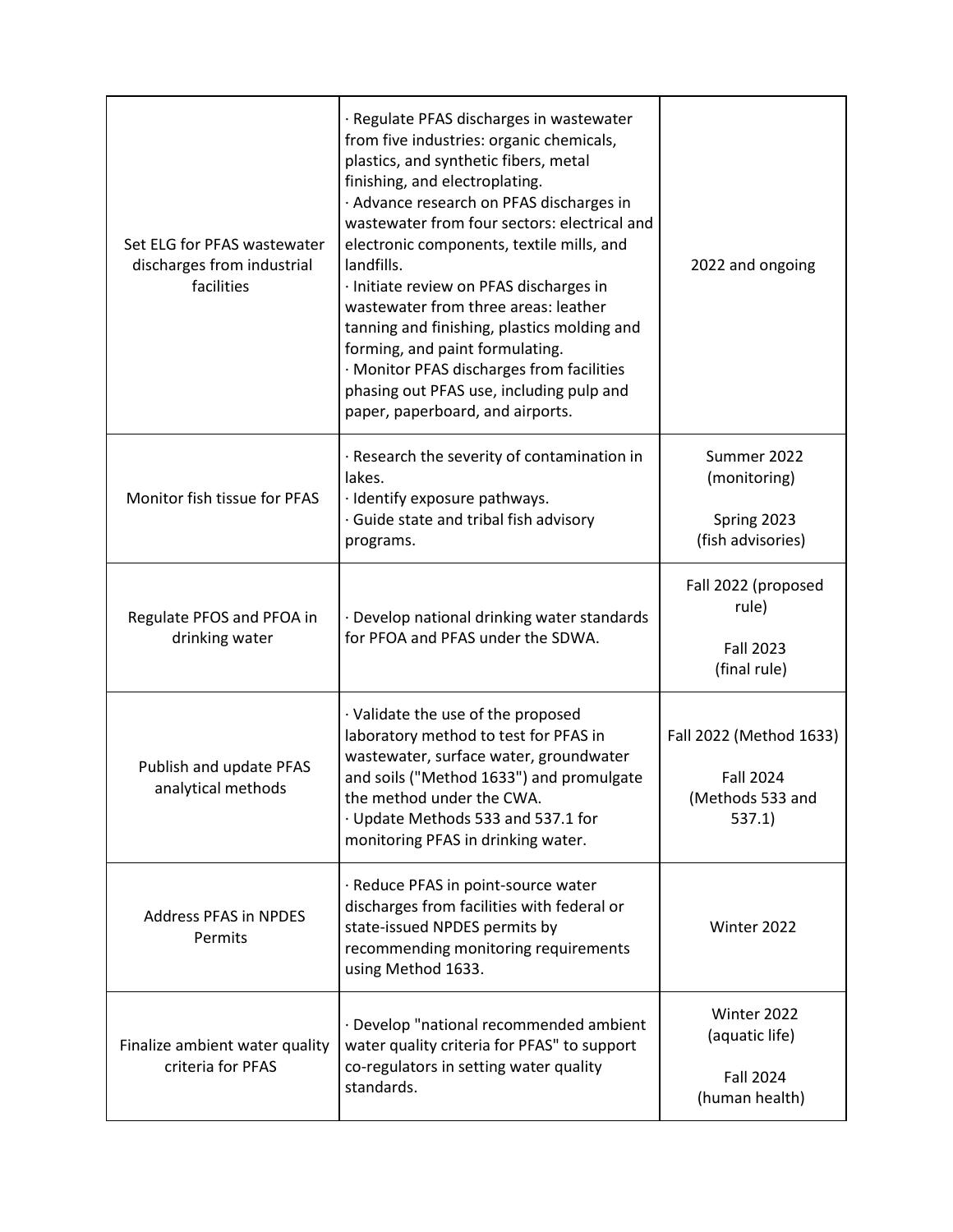| | | |
|---|---|---|
| Set ELG for PFAS wastewater discharges from industrial facilities | · Regulate PFAS discharges in wastewater from five industries: organic chemicals, plastics, and synthetic fibers, metal finishing, and electroplating.<br>· Advance research on PFAS discharges in wastewater from four sectors: electrical and electronic components, textile mills, and landfills.<br>· Initiate review on PFAS discharges in wastewater from three areas: leather tanning and finishing, plastics molding and forming, and paint formulating.<br>· Monitor PFAS discharges from facilities phasing out PFAS use, including pulp and paper, paperboard, and airports. | 2022 and ongoing |
| Monitor fish tissue for PFAS | · Research the severity of contamination in lakes.<br>· Identify exposure pathways.<br>· Guide state and tribal fish advisory programs. | Summer 2022 (monitoring)<br><br>Spring 2023 (fish advisories) |
| Regulate PFOS and PFOA in drinking water | · Develop national drinking water standards for PFOA and PFAS under the SDWA. | Fall 2022 (proposed rule)<br><br>Fall 2023 (final rule) |
| Publish and update PFAS analytical methods | · Validate the use of the proposed laboratory method to test for PFAS in wastewater, surface water, groundwater and soils ("Method 1633") and promulgate the method under the CWA.<br>· Update Methods 533 and 537.1 for monitoring PFAS in drinking water. | Fall 2022 (Method 1633)<br><br>Fall 2024 (Methods 533 and 537.1) |
| Address PFAS in NPDES Permits | · Reduce PFAS in point-source water discharges from facilities with federal or state-issued NPDES permits by recommending monitoring requirements using Method 1633. | Winter 2022 |
| Finalize ambient water quality criteria for PFAS | · Develop "national recommended ambient water quality criteria for PFAS" to support co-regulators in setting water quality standards. | Winter 2022 (aquatic life)<br><br>Fall 2024 (human health) |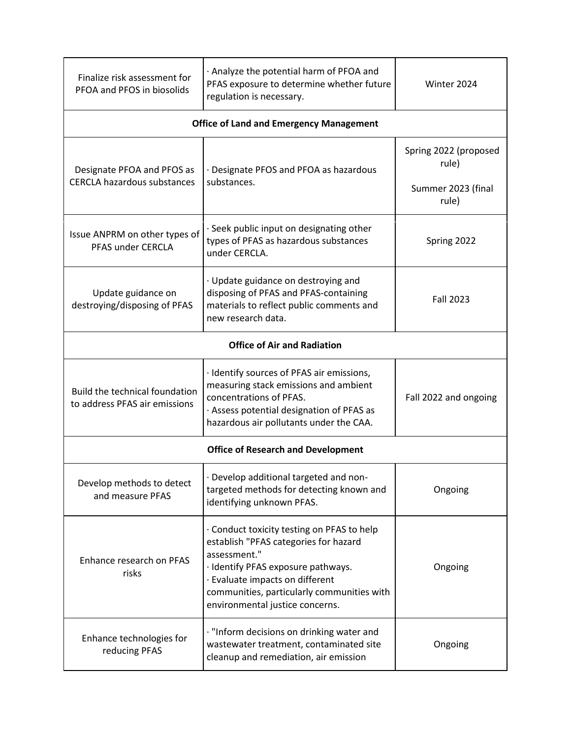| | | |
|---|---|---|
| Finalize risk assessment for PFOA and PFOS in biosolids | · Analyze the potential harm of PFOA and PFAS exposure to determine whether future regulation is necessary. | Winter 2024 |
| **Office of Land and Emergency Management** | | |
| Designate PFOA and PFOS as CERCLA hazardous substances | · Designate PFOS and PFOA as hazardous substances. | Spring 2022 (proposed rule)<br><br>Summer 2023 (final rule) |
| Issue ANPRM on other types of PFAS under CERCLA | · Seek public input on designating other types of PFAS as hazardous substances under CERCLA. | Spring 2022 |
| Update guidance on destroying/disposing of PFAS | · Update guidance on destroying and disposing of PFAS and PFAS-containing materials to reflect public comments and new research data. | Fall 2023 |
| **Office of Air and Radiation** | | |
| Build the technical foundation to address PFAS air emissions | · Identify sources of PFAS air emissions, measuring stack emissions and ambient concentrations of PFAS.<br>· Assess potential designation of PFAS as hazardous air pollutants under the CAA. | Fall 2022 and ongoing |
| **Office of Research and Development** | | |
| Develop methods to detect and measure PFAS | · Develop additional targeted and non-targeted methods for detecting known and identifying unknown PFAS. | Ongoing |
| Enhance research on PFAS risks | · Conduct toxicity testing on PFAS to help establish "PFAS categories for hazard assessment."<br>· Identify PFAS exposure pathways.<br>· Evaluate impacts on different communities, particularly communities with environmental justice concerns. | Ongoing |
| Enhance technologies for reducing PFAS | · "Inform decisions on drinking water and wastewater treatment, contaminated site cleanup and remediation, air emission | Ongoing |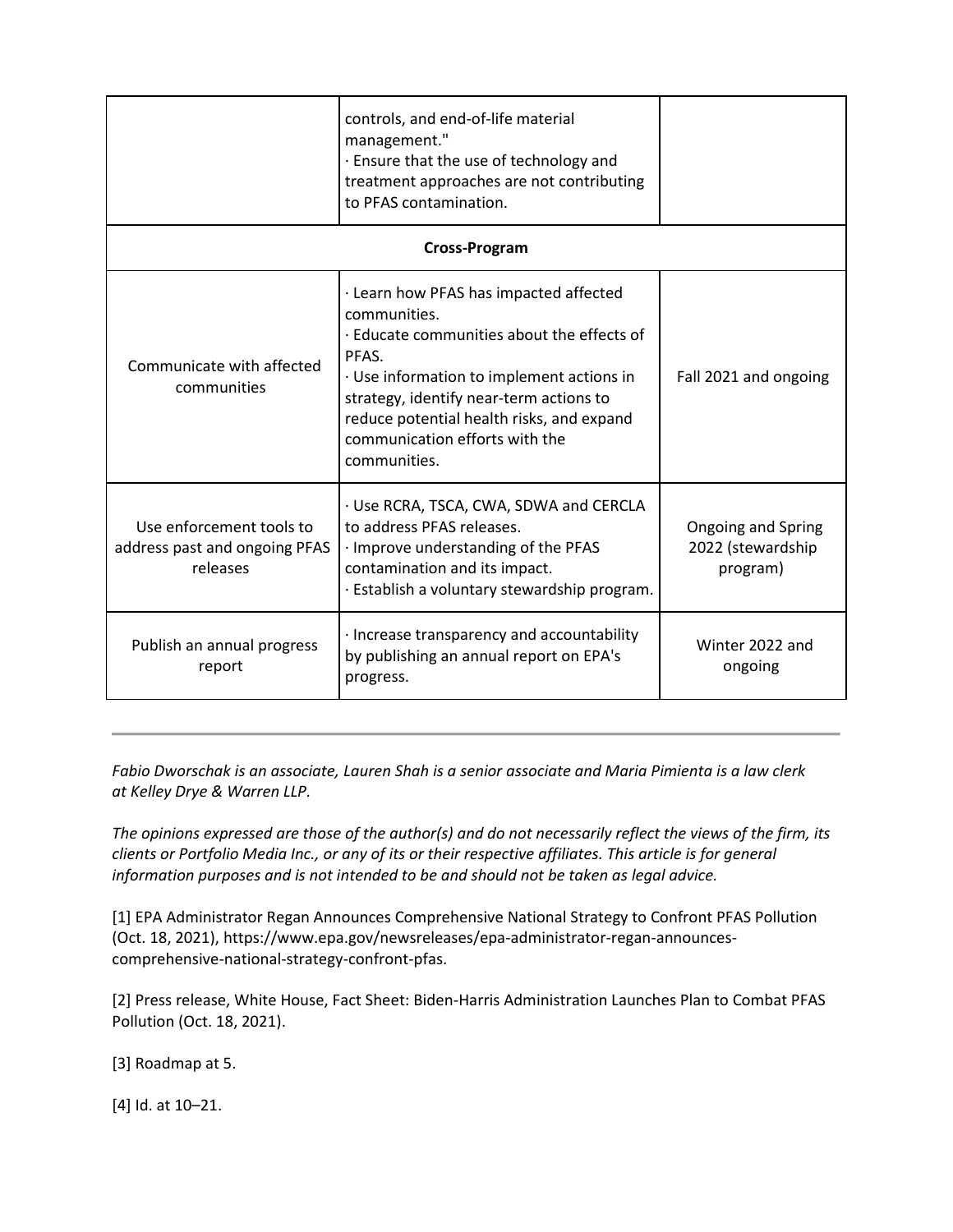| | | |
|---|---|---|
| | controls, and end-of-life material management."<br>· Ensure that the use of technology and treatment approaches are not contributing to PFAS contamination. | |
| **Cross-Program** | | |
| Communicate with affected communities | · Learn how PFAS has impacted affected communities.<br>· Educate communities about the effects of PFAS.<br>· Use information to implement actions in strategy, identify near-term actions to reduce potential health risks, and expand communication efforts with the communities. | Fall 2021 and ongoing |
| Use enforcement tools to address past and ongoing PFAS releases | · Use RCRA, TSCA, CWA, SDWA and CERCLA to address PFAS releases.<br>· Improve understanding of the PFAS contamination and its impact.<br>· Establish a voluntary stewardship program. | Ongoing and Spring 2022 (stewardship program) |
| Publish an annual progress report | · Increase transparency and accountability by publishing an annual report on EPA's progress. | Winter 2022 and ongoing |

---

*Fabio Dworschak is an associate, Lauren Shah is a senior associate and Maria Pimienta is a law clerk at Kelley Drye & Warren LLP.*

*The opinions expressed are those of the author(s) and do not necessarily reflect the views of the firm, its clients or Portfolio Media Inc., or any of its or their respective affiliates. This article is for general information purposes and is not intended to be and should not be taken as legal advice.*

[1] EPA Administrator Regan Announces Comprehensive National Strategy to Confront PFAS Pollution (Oct. 18, 2021), https://www.epa.gov/newsreleases/epa-administrator-regan-announces-comprehensive-national-strategy-confront-pfas.

[2] Press release, White House, Fact Sheet: Biden-Harris Administration Launches Plan to Combat PFAS Pollution (Oct. 18, 2021).

[3] Roadmap at 5.

[4] Id. at 10–21.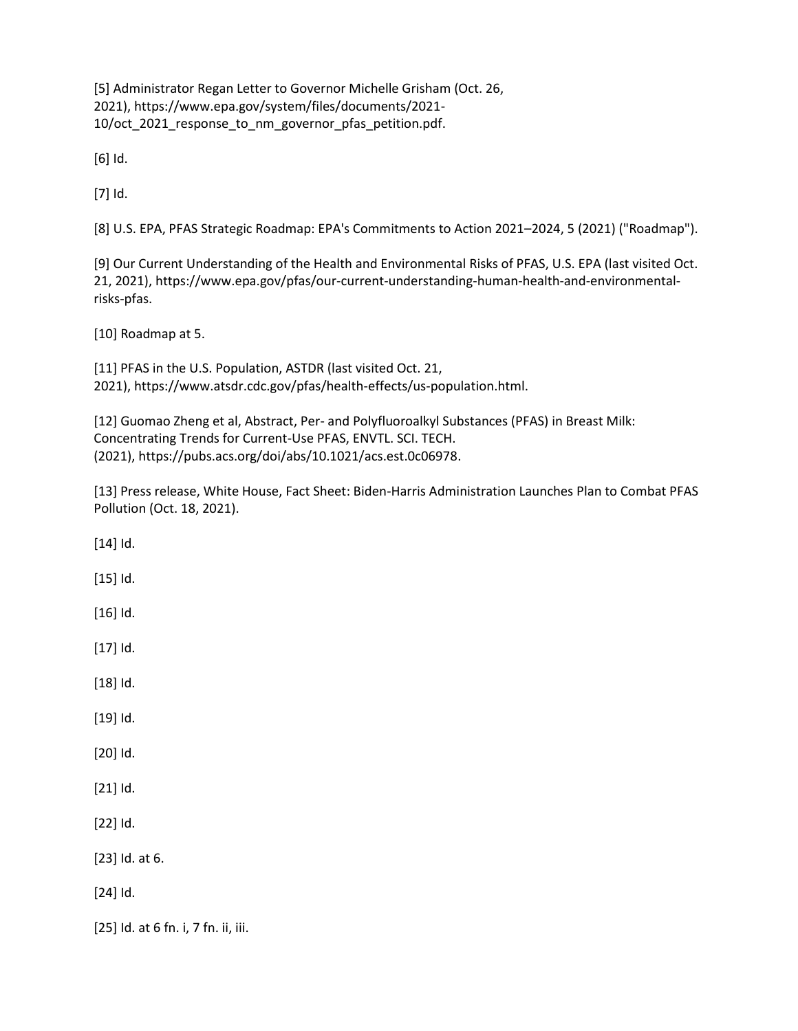[5] Administrator Regan Letter to Governor Michelle Grisham (Oct. 26, 2021), https://www.epa.gov/system/files/documents/2021-10/oct_2021_response_to_nm_governor_pfas_petition.pdf.

[6] Id.

[7] Id.

[8] U.S. EPA, PFAS Strategic Roadmap: EPA's Commitments to Action 2021–2024, 5 (2021) ("Roadmap").

[9] Our Current Understanding of the Health and Environmental Risks of PFAS, U.S. EPA (last visited Oct. 21, 2021), https://www.epa.gov/pfas/our-current-understanding-human-health-and-environmental-risks-pfas.

[10] Roadmap at 5.

[11] PFAS in the U.S. Population, ASTDR (last visited Oct. 21, 2021), https://www.atsdr.cdc.gov/pfas/health-effects/us-population.html.

[12] Guomao Zheng et al, Abstract, Per- and Polyfluoroalkyl Substances (PFAS) in Breast Milk: Concentrating Trends for Current-Use PFAS, ENVTL. SCI. TECH. (2021), https://pubs.acs.org/doi/abs/10.1021/acs.est.0c06978.

[13] Press release, White House, Fact Sheet: Biden-Harris Administration Launches Plan to Combat PFAS Pollution (Oct. 18, 2021).

[14] Id.

[15] Id.

[16] Id.

[17] Id.

[18] Id.

[19] Id.

[20] Id.

[21] Id.

[22] Id.

[23] Id. at 6.

[24] Id.

[25] Id. at 6 fn. i, 7 fn. ii, iii.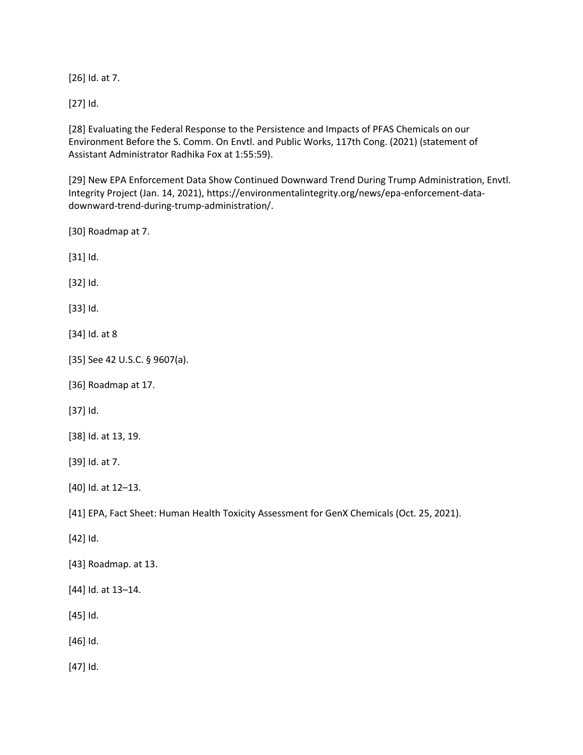[26] Id. at 7.

[27] Id.

[28] Evaluating the Federal Response to the Persistence and Impacts of PFAS Chemicals on our Environment Before the S. Comm. On Envtl. and Public Works, 117th Cong. (2021) (statement of Assistant Administrator Radhika Fox at 1:55:59).

[29] New EPA Enforcement Data Show Continued Downward Trend During Trump Administration, Envtl. Integrity Project (Jan. 14, 2021), https://environmentalintegrity.org/news/epa-enforcement-data-downward-trend-during-trump-administration/.

[30] Roadmap at 7.

[31] Id.

[32] Id.

[33] Id.

[34] Id. at 8

[35] See 42 U.S.C. § 9607(a).

[36] Roadmap at 17.

[37] Id.

[38] Id. at 13, 19.

[39] Id. at 7.

[40] Id. at 12–13.

[41] EPA, Fact Sheet: Human Health Toxicity Assessment for GenX Chemicals (Oct. 25, 2021).

[42] Id.

[43] Roadmap. at 13.

[44] Id. at 13–14.

[45] Id.

[46] Id.

[47] Id.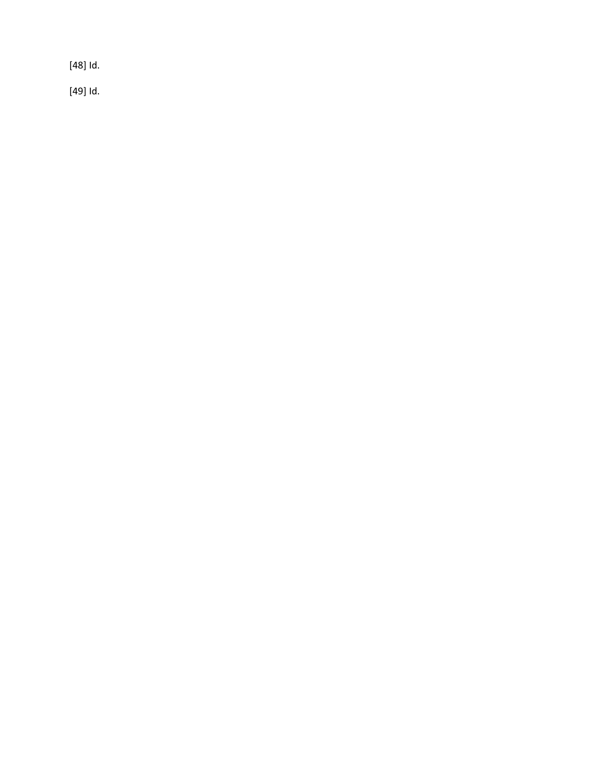[48] Id.

[49] Id.